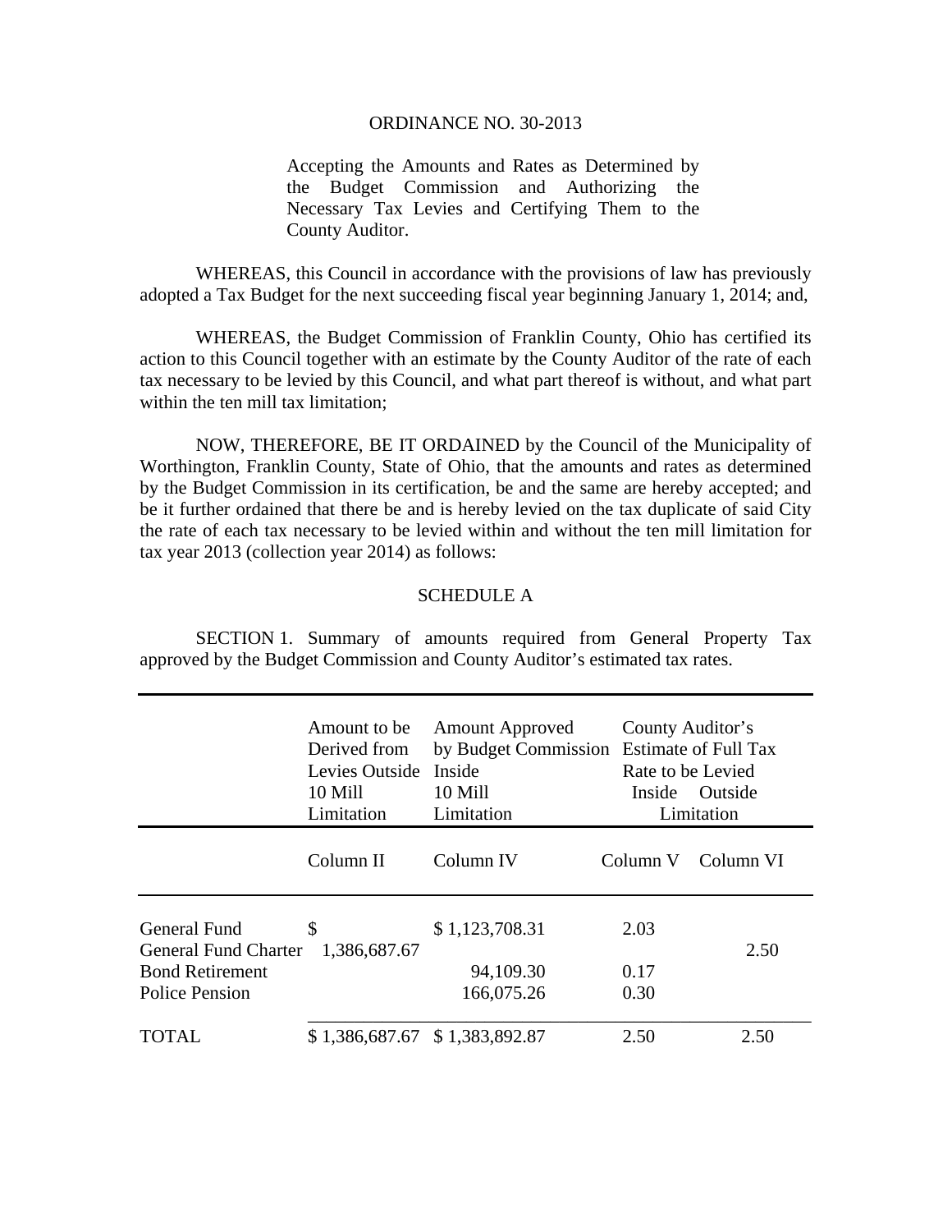# ORDINANCE NO. 30-2013

Accepting the Amounts and Rates as Determined by the Budget Commission and Authorizing the Necessary Tax Levies and Certifying Them to the County Auditor.

WHEREAS, this Council in accordance with the provisions of law has previously adopted a Tax Budget for the next succeeding fiscal year beginning January 1, 2014; and,

WHEREAS, the Budget Commission of Franklin County, Ohio has certified its action to this Council together with an estimate by the County Auditor of the rate of each tax necessary to be levied by this Council, and what part thereof is without, and what part within the ten mill tax limitation;

NOW, THEREFORE, BE IT ORDAINED by the Council of the Municipality of Worthington, Franklin County, State of Ohio, that the amounts and rates as determined by the Budget Commission in its certification, be and the same are hereby accepted; and be it further ordained that there be and is hereby levied on the tax duplicate of said City the rate of each tax necessary to be levied within and without the ten mill limitation for tax year 2013 (collection year 2014) as follows:

## SCHEDULE A

SECTION 1. Summary of amounts required from General Property Tax approved by the Budget Commission and County Auditor's estimated tax rates.

| | Amount to be Derived from Levies Outside 10 Mill Limitation | Amount Approved by Budget Commission Inside 10 Mill Limitation | County Auditor's Estimate of Full Tax Rate to be Levied Inside Limitation | Outside Limitation |
|---|---|---|---|---|
| | Column II | Column IV | Column V | Column VI |
| General Fund | | $ 1,123,708.31 | 2.03 | |
| General Fund Charter | $ 1,386,687.67 | | | 2.50 |
| Bond Retirement | | 94,109.30 | 0.17 | |
| Police Pension | | 166,075.26 | 0.30 | |
| TOTAL | $ 1,386,687.67 | $ 1,383,892.87 | 2.50 | 2.50 |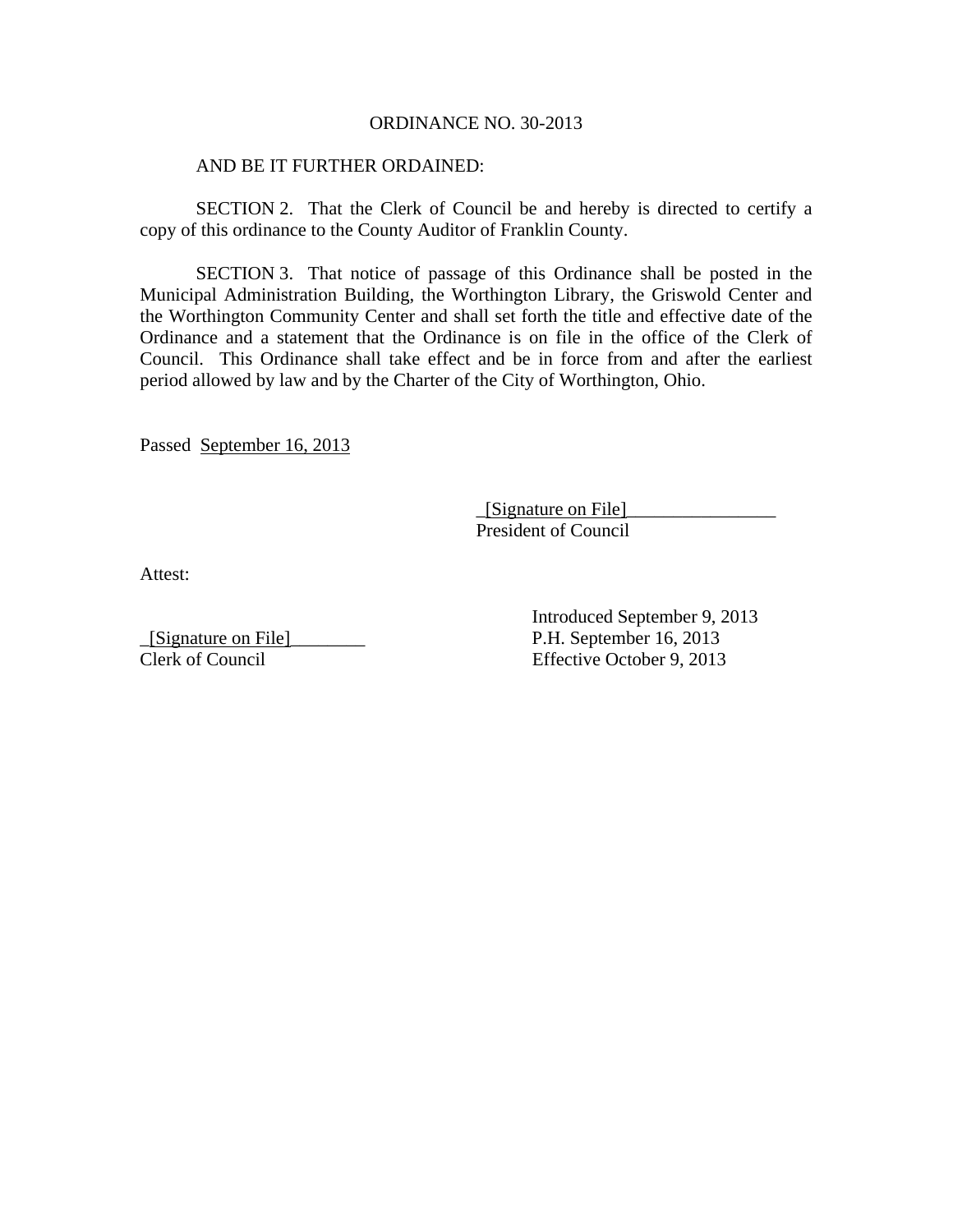ORDINANCE NO. 30-2013

AND BE IT FURTHER ORDAINED:

SECTION 2. That the Clerk of Council be and hereby is directed to certify a copy of this ordinance to the County Auditor of Franklin County.

SECTION 3. That notice of passage of this Ordinance shall be posted in the Municipal Administration Building, the Worthington Library, the Griswold Center and the Worthington Community Center and shall set forth the title and effective date of the Ordinance and a statement that the Ordinance is on file in the office of the Clerk of Council. This Ordinance shall take effect and be in force from and after the earliest period allowed by law and by the Charter of the City of Worthington, Ohio.

Passed September 16, 2013

_[Signature on File]_________________
President of Council

Attest:

_[Signature on File]________
Clerk of Council

Introduced September 9, 2013
P.H. September 16, 2013
Effective October 9, 2013